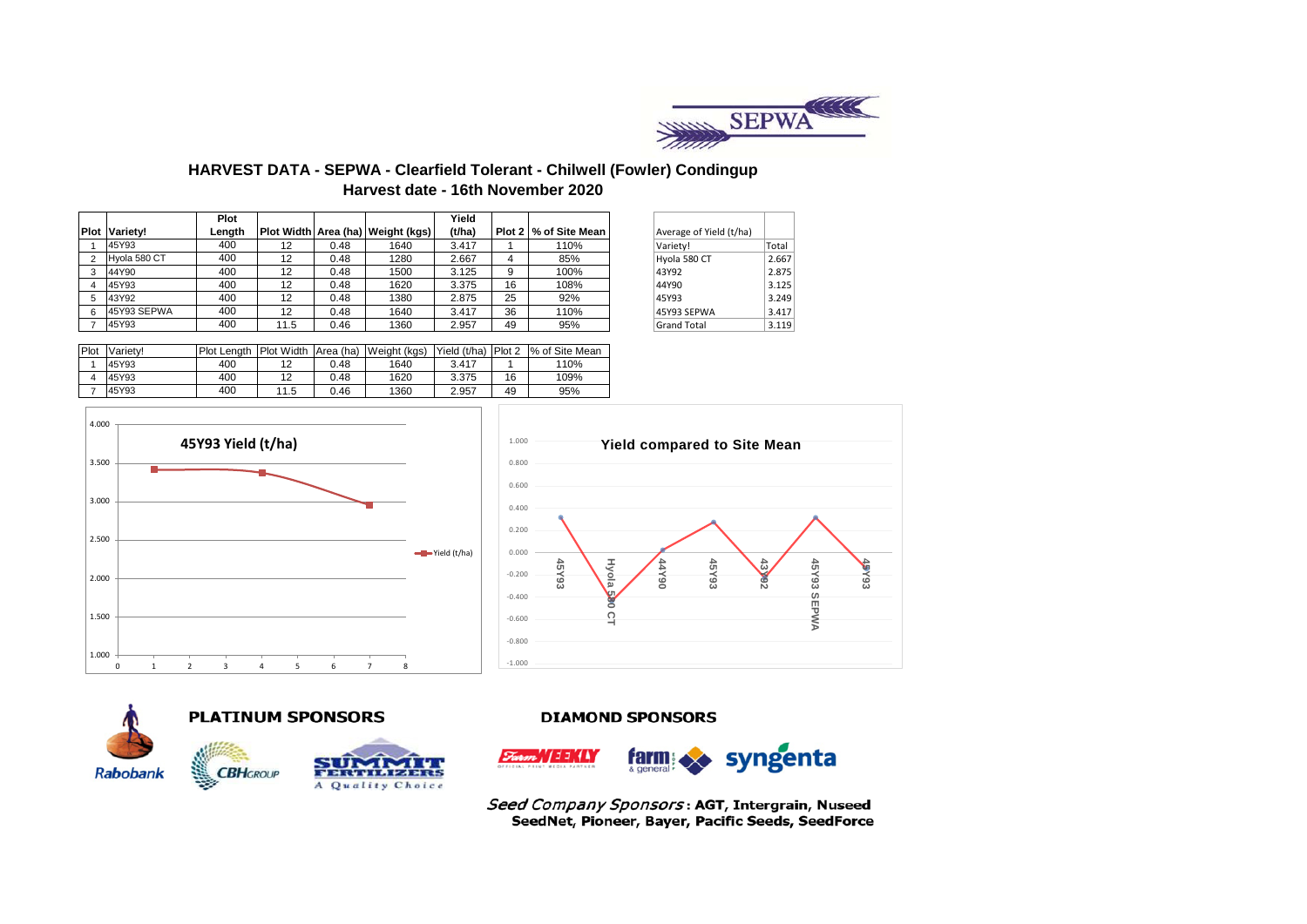SEPWA

## HARVEST DATA - SEPWA - Clearfield Tolerant - Chilwell (Fowler) Condingup
### Harvest date - 16th November 2020

| Plot | Variety! | Plot Length | Plot Width | Area (ha) | Weight (kgs) | Yield (t/ha) | Plot 2 | % of Site Mean |
|---|---|---|---|---|---|---|---|---|
| 1 | 45Y93 | 400 | 12 | 0.48 | 1640 | 3.417 | 1 | 110% |
| 2 | Hyola 580 CT | 400 | 12 | 0.48 | 1280 | 2.667 | 4 | 85% |
| 3 | 44Y90 | 400 | 12 | 0.48 | 1500 | 3.125 | 9 | 100% |
| 4 | 45Y93 | 400 | 12 | 0.48 | 1620 | 3.375 | 16 | 108% |
| 5 | 43Y92 | 400 | 12 | 0.48 | 1380 | 2.875 | 25 | 92% |
| 6 | 45Y93 SEPWA | 400 | 12 | 0.48 | 1640 | 3.417 | 36 | 110% |
| 7 | 45Y93 | 400 | 11.5 | 0.46 | 1360 | 2.957 | 49 | 95% |

| Average of Yield (t/ha) | |
|---|---|
| Variety! | Total |
| Hyola 580 CT | 2.667 |
| 43Y92 | 2.875 |
| 44Y90 | 3.125 |
| 45Y93 | 3.249 |
| 45Y93 SEPWA | 3.417 |
| Grand Total | 3.119 |

| Plot | Variety! | Plot Length | Plot Width | Area (ha) | Weight (kgs) | Yield (t/ha) | Plot 2 | % of Site Mean |
|---|---|---|---|---|---|---|---|---|
| 1 | 45Y93 | 400 | 12 | 0.48 | 1640 | 3.417 | 1 | 110% |
| 4 | 45Y93 | 400 | 12 | 0.48 | 1620 | 3.375 | 16 | 109% |
| 7 | 45Y93 | 400 | 11.5 | 0.46 | 1360 | 2.957 | 49 | 95% |

**45Y93 Yield (t/ha)**

**Yield compared to Site Mean**

**PLATINUM SPONSORS**

Rabobank, CBH GROUP, SUMMIT FERTILIZERS A Quality Choice

**DIAMOND SPONSORS**

Farm WEEKLY, farm & general, syngenta

*Seed Company Sponsors*: **AGT, Intergrain, Nuseed SeedNet, Pioneer, Bayer, Pacific Seeds, SeedForce**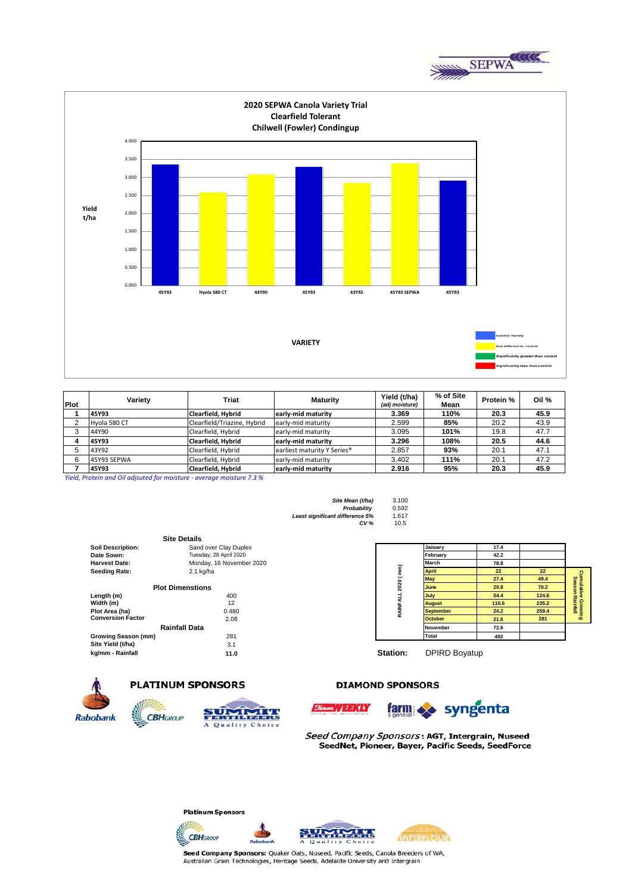## 2020 SEPWA Canola Variety Trial
## Clearfield Tolerant
## Chilwell (Fowler) Condingup

| Plot | Variety | Triat | Maturity | Yield (t/ha) (adj moisture) | % of Site Mean | Protein % | Oil % |
|---|---|---|---|---|---|---|---|
| **1** | **45Y93** | **Clearfield, Hybrid** | **early-mid maturity** | **3.369** | **110%** | **20.3** | **45.9** |
| 2 | Hyola 580 CT | Clearfield/Triazine, Hybrid | early-mid maturity | 2.599 | 85% | 20.2 | 43.9 |
| 3 | 44Y90 | Clearfield, Hybrid | early-mid maturity | 3.095 | 101% | 19.8 | 47.7 |
| **4** | **45Y93** | **Clearfield, Hybrid** | **early-mid maturity** | **3.296** | **108%** | **20.5** | **44.6** |
| 5 | 43Y92 | Clearfield, Hybrid | earliest maturity Y Series® | 2.857 | 93% | 20.1 | 47.1 |
| 6 | 45Y93 SEPWA | Clearfield, Hybrid | early-mid maturity | 3.402 | 111% | 20.1 | 47.2 |
| **7** | **45Y93** | **Clearfield, Hybrid** | **early-mid maturity** | **2.916** | **95%** | **20.3** | **45.9** |

*Yield, Protein and Oil adjsuted for moisture - average moisture 7.3 %*

| | |
|---|---|
| *Site Mean (t/ha)* | 3.100 |
| *Probability* | 0.592 |
| *Least significant difference 5%* | 1.617 |
| *CV %* | 10.5 |

### Site Details

| | |
|---|---|
| **Soil Description:** | Sand over Clay Duplex |
| **Date Sown:** | Tuesday, 28 April 2020 |
| **Harvest Date:** | Monday, 16 November 2020 |
| **Seeding Rate:** | 2.1 kg/ha |

### Plot Dimensions

| | |
|---|---|
| **Length (m)** | 400 |
| **Width (m)** | 12 |
| **Plot Area (ha)** | 0.480 |
| **Conversion Factor** | 2.08 |

### Rainfall Data

| | |
|---|---|
| **Growing Season (mm)** | 281 |
| **Site Yield (t/ha)** | 3.1 |
| **kg/mm - Rainfall** | **11.0** |

**RAINFALL 2020 ( mm)**

| Month | Rainfall | Cumulative Growing Season Rainfall |
|---|---|---|
| January | 17.4 | |
| February | 42.2 | |
| March | 78.8 | |
| April | 22 | 22 |
| May | 27.4 | 49.4 |
| June | 20.8 | 70.2 |
| July | 54.4 | 124.6 |
| August | 110.6 | 235.2 |
| September | 24.2 | 259.4 |
| October | 21.6 | 281 |
| November | 72.6 | |
| Total | 492 | |

**Station:** DPIRD Boyatup

**PLATINUM SPONSORS** Rabobank, CBH Group, Summit Fertilizers

**DIAMOND SPONSORS** Farm Weekly, farm & general, syngenta

*Seed Company Sponsors*: AGT, Intergrain, Nuseed SeedNet, Pioneer, Bayer, Pacific Seeds, SeedForce

**Platinum Sponsors**

**Seed Company Sponsors:** Quaker Oats, Nuseed, Pacific Seeds, Canola Breeders of WA, Australian Grain Technologies, Heritage Seeds, Adelaide University and Intergrain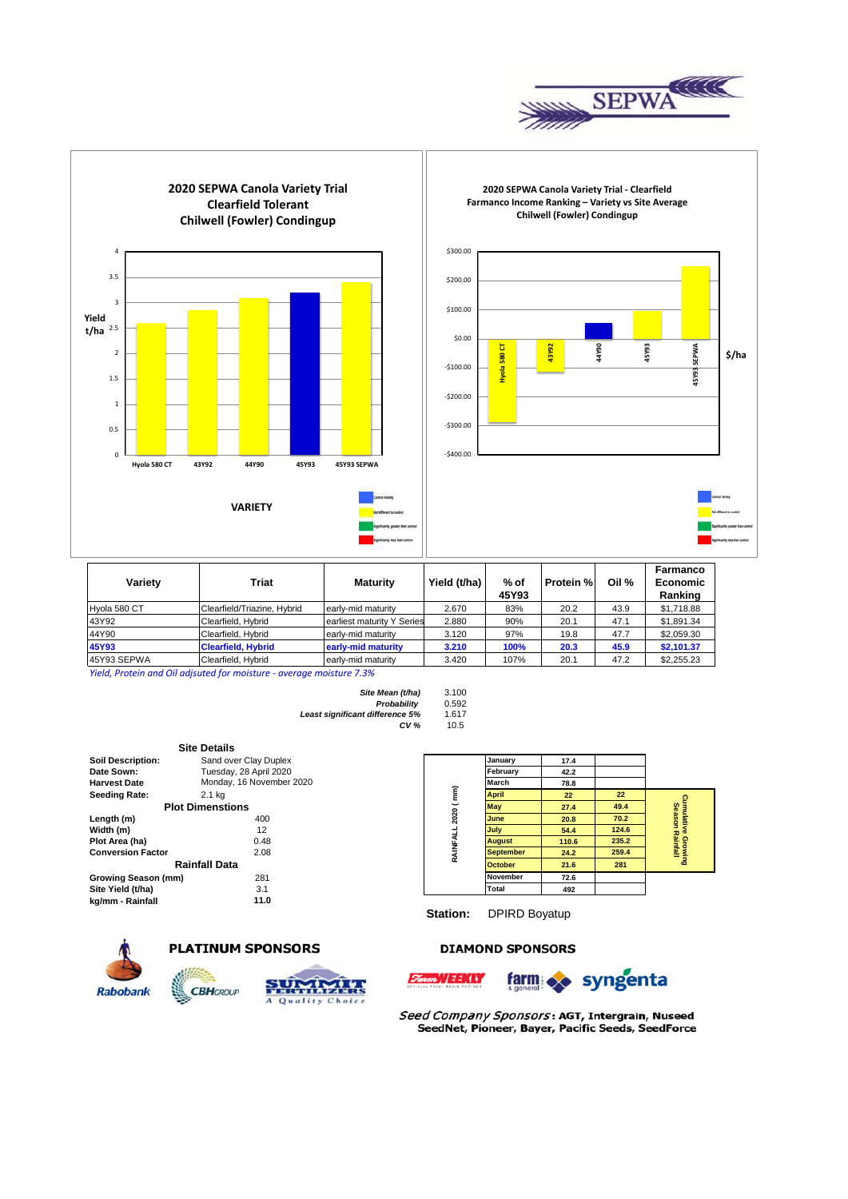SEPWA

## 2020 SEPWA Canola Variety Trial
## Clearfield Tolerant
## Chilwell (Fowler) Condingup

Yield t/ha

4
3.5
3
2.5
2
1.5
1
0.5
0

Hyola 580 CT
43Y92
44Y90
45Y93
45Y93 SEPWA

VARIETY

Control Variety
Not different to control
Significantly greater than control
Significantly less than control

## 2020 SEPWA Canola Variety Trial - Clearfield
## Farmanco Income Ranking – Variety vs Site Average
## Chilwell (Fowler) Condingup

$300.00
$200.00
$100.00
$0.00
-$100.00
-$200.00
-$300.00
-$400.00

Hyola 580 CT
43Y92
44Y90
45Y93
45Y93 SEPWA

$/ha

Control Variety
Not different to control
Significantly greater than control
Significantly less than control

| Variety | Triat | Maturity | Yield (t/ha) | % of 45Y93 | Protein % | Oil % | Farmanco Economic Ranking |
|---|---|---|---|---|---|---|---|
| Hyola 580 CT | Clearfield/Triazine, Hybrid | early-mid maturity | 2.670 | 83% | 20.2 | 43.9 | $1,718.88 |
| 43Y92 | Clearfield, Hybrid | earliest maturity Y Series | 2.880 | 90% | 20.1 | 47.1 | $1,891.34 |
| 44Y90 | Clearfield, Hybrid | early-mid maturity | 3.120 | 97% | 19.8 | 47.7 | $2,059.30 |
| **45Y93** | **Clearfield, Hybrid** | **early-mid maturity** | **3.210** | **100%** | **20.3** | **45.9** | **$2,101.37** |
| 45Y93 SEPWA | Clearfield, Hybrid | early-mid maturity | 3.420 | 107% | 20.1 | 47.2 | $2,255.23 |

*Yield, Protein and Oil adjsuted for moisture - average moisture 7.3%*

| | |
|---|---|
| ***Site Mean (t/ha)*** | 3.100 |
| ***Probability*** | 0.592 |
| ***Least significant difference 5%*** | 1.617 |
| ***CV %*** | 10.5 |

### Site Details

| | |
|---|---|
| **Soil Description:** | Sand over Clay Duplex |
| **Date Sown:** | Tuesday, 28 April 2020 |
| **Harvest Date** | Monday, 16 November 2020 |
| **Seeding Rate:** | 2.1 kg |

### Plot Dimenstions

| | |
|---|---|
| **Length (m)** | 400 |
| **Width (m)** | 12 |
| **Plot Area (ha)** | 0.48 |
| **Conversion Factor** | 2.08 |

### Rainfall Data

| | |
|---|---|
| **Growing Season (mm)** | 281 |
| **Site Yield (t/ha)** | 3.1 |
| **kg/mm - Rainfall** | 11.0 |

RAINFALL 2020 ( mm)

| Month | Rainfall | Cumulative Growing Season Rainfall |
|---|---|---|
| January | 17.4 | |
| February | 42.2 | |
| March | 78.8 | |
| April | 22 | 22 |
| May | 27.4 | 49.4 |
| June | 20.8 | 70.2 |
| July | 54.4 | 124.6 |
| August | 110.6 | 235.2 |
| September | 24.2 | 259.4 |
| October | 21.6 | 281 |
| November | 72.6 | |
| Total | 492 | |

**Station:** DPIRD Boyatup

**PLATINUM SPONSORS**

Rabobank, CBH Group, Summit Fertilizers – A Quality Choice

**DIAMOND SPONSORS**

Farm Weekly, farm & general, syngenta

*Seed Company Sponsors*: **AGT, Intergrain, Nuseed SeedNet, Pioneer, Bayer, Pacific Seeds, SeedForce**